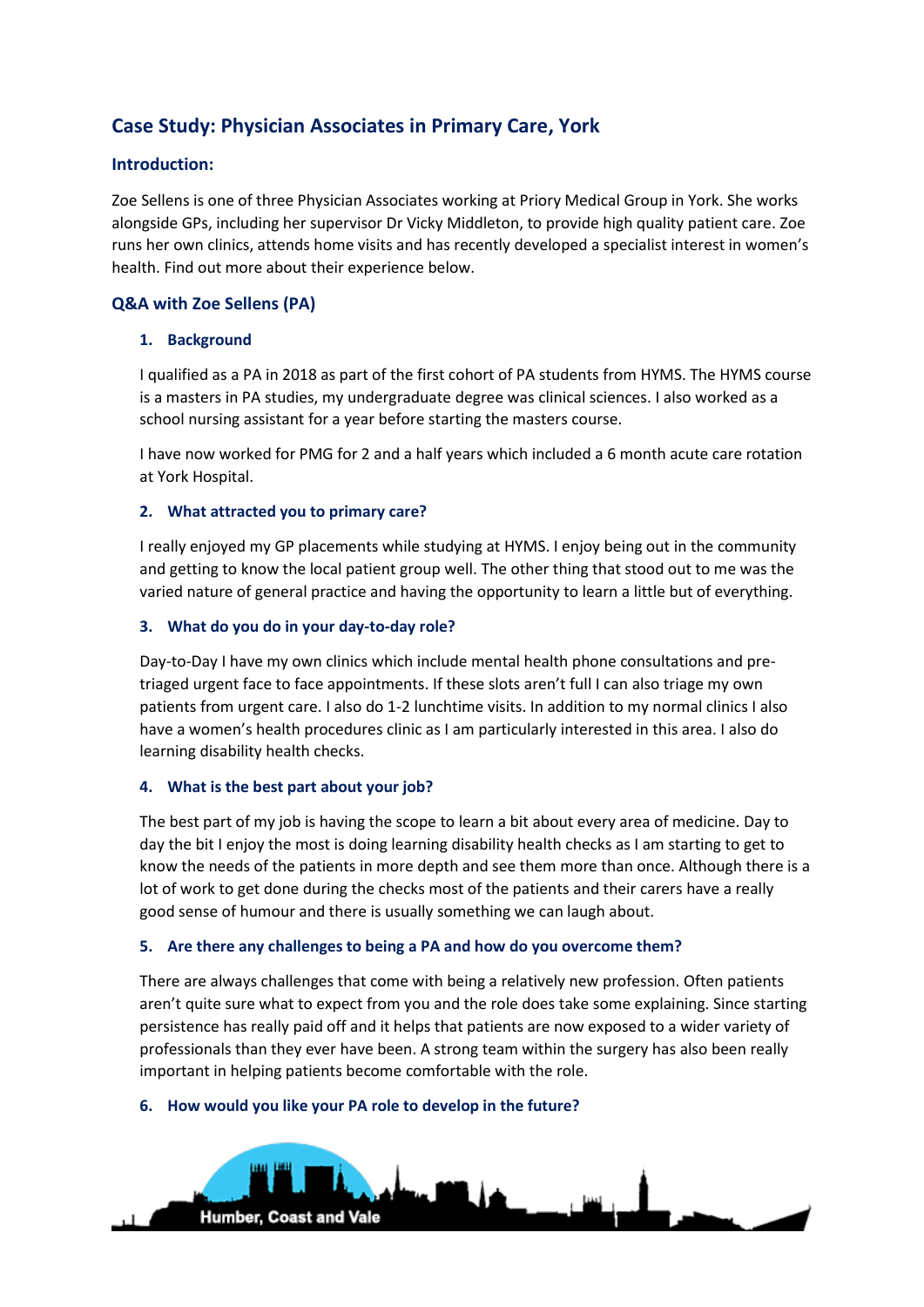## Case Study: Physician Associates in Primary Care, York

### Introduction:

Zoe Sellens is one of three Physician Associates working at Priory Medical Group in York. She works alongside GPs, including her supervisor Dr Vicky Middleton, to provide high quality patient care. Zoe runs her own clinics, attends home visits and has recently developed a specialist interest in women's health. Find out more about their experience below.

### Q&A with Zoe Sellens (PA)

#### 1. Background

I qualified as a PA in 2018 as part of the first cohort of PA students from HYMS. The HYMS course is a masters in PA studies, my undergraduate degree was clinical sciences. I also worked as a school nursing assistant for a year before starting the masters course.

I have now worked for PMG for 2 and a half years which included a 6 month acute care rotation at York Hospital.

#### 2. What attracted you to primary care?

I really enjoyed my GP placements while studying at HYMS. I enjoy being out in the community and getting to know the local patient group well. The other thing that stood out to me was the varied nature of general practice and having the opportunity to learn a little but of everything.

#### 3. What do you do in your day-to-day role?

Day-to-Day I have my own clinics which include mental health phone consultations and pre-triaged urgent face to face appointments. If these slots aren't full I can also triage my own patients from urgent care. I also do 1-2 lunchtime visits. In addition to my normal clinics I also have a women's health procedures clinic as I am particularly interested in this area. I also do learning disability health checks.

#### 4. What is the best part about your job?

The best part of my job is having the scope to learn a bit about every area of medicine. Day to day the bit I enjoy the most is doing learning disability health checks as I am starting to get to know the needs of the patients in more depth and see them more than once. Although there is a lot of work to get done during the checks most of the patients and their carers have a really good sense of humour and there is usually something we can laugh about.

#### 5. Are there any challenges to being a PA and how do you overcome them?

There are always challenges that come with being a relatively new profession. Often patients aren't quite sure what to expect from you and the role does take some explaining. Since starting persistence has really paid off and it helps that patients are now exposed to a wider variety of professionals than they ever have been. A strong team within the surgery has also been really important in helping patients become comfortable with the role.

#### 6. How would you like your PA role to develop in the future?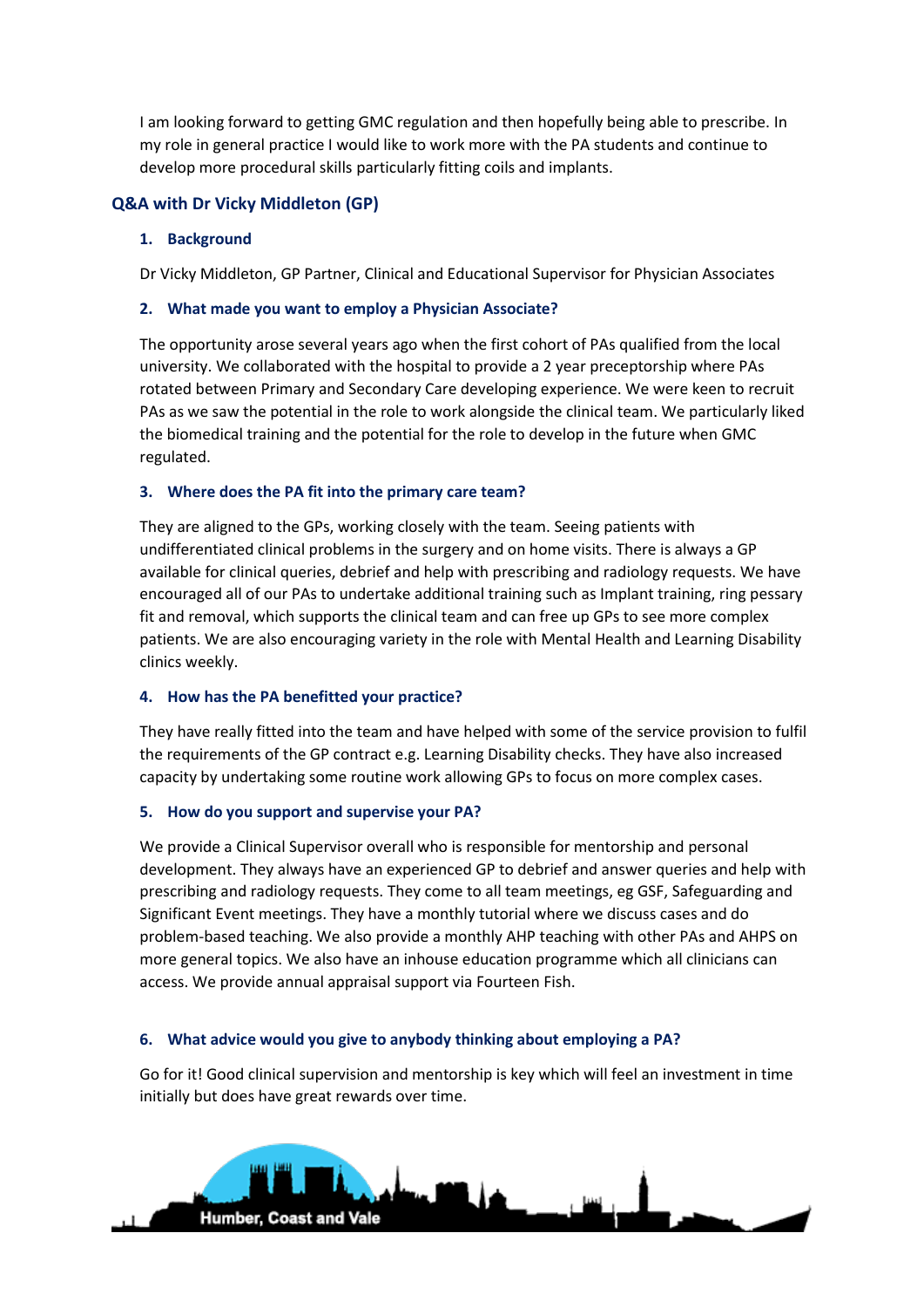I am looking forward to getting GMC regulation and then hopefully being able to prescribe. In my role in general practice I would like to work more with the PA students and continue to develop more procedural skills particularly fitting coils and implants.

## Q&A with Dr Vicky Middleton (GP)

### 1. Background

Dr Vicky Middleton, GP Partner, Clinical and Educational Supervisor for Physician Associates

### 2. What made you want to employ a Physician Associate?

The opportunity arose several years ago when the first cohort of PAs qualified from the local university. We collaborated with the hospital to provide a 2 year preceptorship where PAs rotated between Primary and Secondary Care developing experience. We were keen to recruit PAs as we saw the potential in the role to work alongside the clinical team. We particularly liked the biomedical training and the potential for the role to develop in the future when GMC regulated.

### 3. Where does the PA fit into the primary care team?

They are aligned to the GPs, working closely with the team. Seeing patients with undifferentiated clinical problems in the surgery and on home visits. There is always a GP available for clinical queries, debrief and help with prescribing and radiology requests. We have encouraged all of our PAs to undertake additional training such as Implant training, ring pessary fit and removal, which supports the clinical team and can free up GPs to see more complex patients. We are also encouraging variety in the role with Mental Health and Learning Disability clinics weekly.

### 4. How has the PA benefitted your practice?

They have really fitted into the team and have helped with some of the service provision to fulfil the requirements of the GP contract e.g. Learning Disability checks. They have also increased capacity by undertaking some routine work allowing GPs to focus on more complex cases.

### 5. How do you support and supervise your PA?

We provide a Clinical Supervisor overall who is responsible for mentorship and personal development. They always have an experienced GP to debrief and answer queries and help with prescribing and radiology requests. They come to all team meetings, eg GSF, Safeguarding and Significant Event meetings. They have a monthly tutorial where we discuss cases and do problem-based teaching. We also provide a monthly AHP teaching with other PAs and AHPS on more general topics. We also have an inhouse education programme which all clinicians can access. We provide annual appraisal support via Fourteen Fish.

### 6. What advice would you give to anybody thinking about employing a PA?

Go for it! Good clinical supervision and mentorship is key which will feel an investment in time initially but does have great rewards over time.